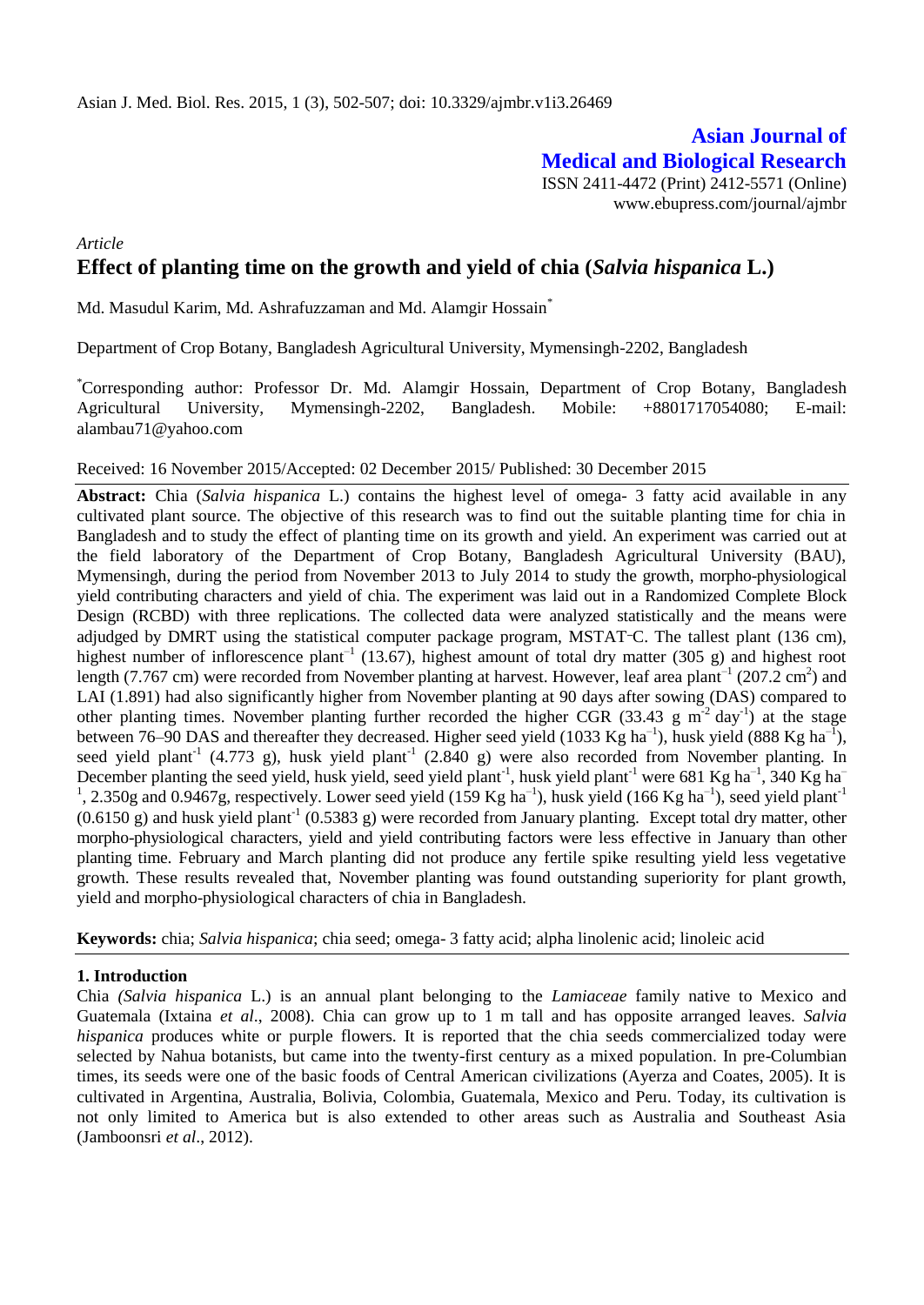Asian J. Med. Biol. Res. 2015, 1 (3), 502-507; doi: 10.3329/ajmbr.v1i3.26469

**Asian Journal of Medical and Biological Research**

ISSN 2411-4472 (Print) 2412-5571 (Online)
www.ebupress.com/journal/ajmbr

*Article*

# Effect of planting time on the growth and yield of chia (*Salvia hispanica* L.)

Md. Masudul Karim, Md. Ashrafuzzaman and Md. Alamgir Hossain*

Department of Crop Botany, Bangladesh Agricultural University, Mymensingh-2202, Bangladesh

*Corresponding author: Professor Dr. Md. Alamgir Hossain, Department of Crop Botany, Bangladesh Agricultural University, Mymensingh-2202, Bangladesh. Mobile: +8801717054080; E-mail: alambau71@yahoo.com

Received: 16 November 2015/Accepted: 02 December 2015/ Published: 30 December 2015

**Abstract:** Chia (*Salvia hispanica* L.) contains the highest level of omega- 3 fatty acid available in any cultivated plant source. The objective of this research was to find out the suitable planting time for chia in Bangladesh and to study the effect of planting time on its growth and yield. An experiment was carried out at the field laboratory of the Department of Crop Botany, Bangladesh Agricultural University (BAU), Mymensingh, during the period from November 2013 to July 2014 to study the growth, morpho-physiological yield contributing characters and yield of chia. The experiment was laid out in a Randomized Complete Block Design (RCBD) with three replications. The collected data were analyzed statistically and the means were adjudged by DMRT using the statistical computer package program, MSTAT-C. The tallest plant (136 cm), highest number of inflorescence plant$^{-1}$ (13.67), highest amount of total dry matter (305 g) and highest root length (7.767 cm) were recorded from November planting at harvest. However, leaf area plant$^{-1}$ (207.2 cm$^2$) and LAI (1.891) had also significantly higher from November planting at 90 days after sowing (DAS) compared to other planting times. November planting further recorded the higher CGR (33.43 g m$^{-2}$ day$^{-1}$) at the stage between 76–90 DAS and thereafter they decreased. Higher seed yield (1033 Kg ha$^{-1}$), husk yield (888 Kg ha$^{-1}$), seed yield plant$^{-1}$ (4.773 g), husk yield plant$^{-1}$ (2.840 g) were also recorded from November planting. In December planting the seed yield, husk yield, seed yield plant$^{-1}$, husk yield plant$^{-1}$ were 681 Kg ha$^{-1}$, 340 Kg ha$^{-1}$, 2.350g and 0.9467g, respectively. Lower seed yield (159 Kg ha$^{-1}$), husk yield (166 Kg ha$^{-1}$), seed yield plant$^{-1}$ (0.6150 g) and husk yield plant$^{-1}$ (0.5383 g) were recorded from January planting. Except total dry matter, other morpho-physiological characters, yield and yield contributing factors were less effective in January than other planting time. February and March planting did not produce any fertile spike resulting yield less vegetative growth. These results revealed that, November planting was found outstanding superiority for plant growth, yield and morpho-physiological characters of chia in Bangladesh.

**Keywords:** chia; *Salvia hispanica*; chia seed; omega- 3 fatty acid; alpha linolenic acid; linoleic acid

## 1. Introduction

Chia (*Salvia hispanica* L.) is an annual plant belonging to the *Lamiaceae* family native to Mexico and Guatemala (Ixtaina *et al*., 2008). Chia can grow up to 1 m tall and has opposite arranged leaves. *Salvia hispanica* produces white or purple flowers. It is reported that the chia seeds commercialized today were selected by Nahua botanists, but came into the twenty-first century as a mixed population. In pre-Columbian times, its seeds were one of the basic foods of Central American civilizations (Ayerza and Coates, 2005). It is cultivated in Argentina, Australia, Bolivia, Colombia, Guatemala, Mexico and Peru. Today, its cultivation is not only limited to America but is also extended to other areas such as Australia and Southeast Asia (Jamboonsri *et al*., 2012).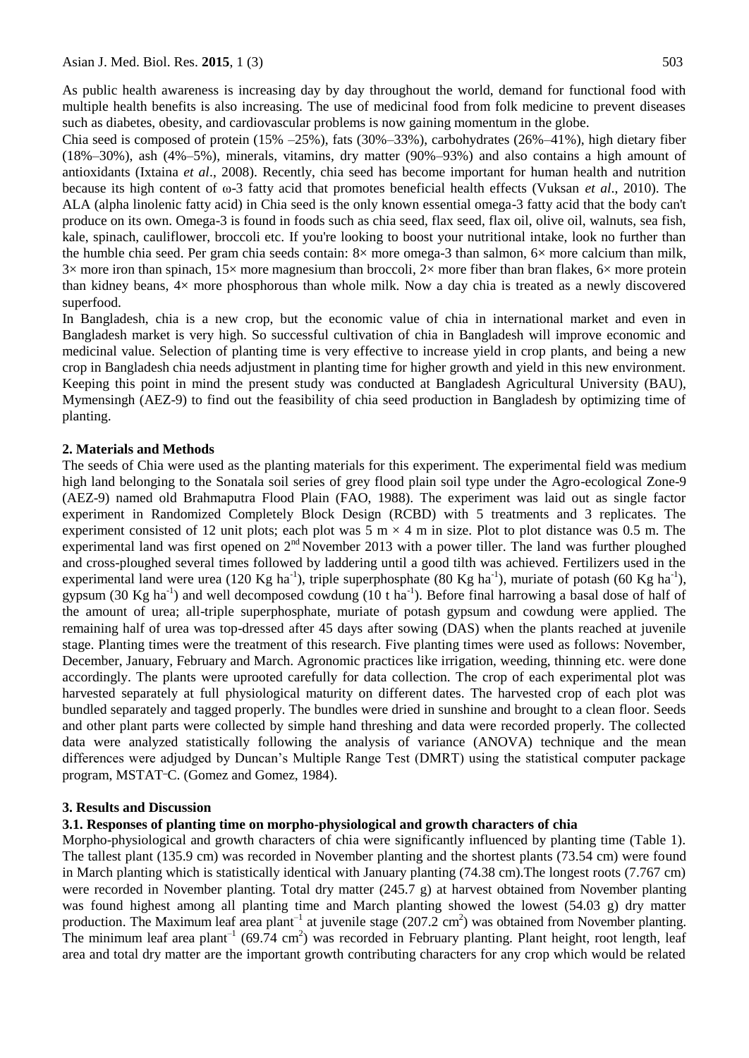As public health awareness is increasing day by day throughout the world, demand for functional food with multiple health benefits is also increasing. The use of medicinal food from folk medicine to prevent diseases such as diabetes, obesity, and cardiovascular problems is now gaining momentum in the globe.

Chia seed is composed of protein (15% –25%), fats (30%–33%), carbohydrates (26%–41%), high dietary fiber (18%–30%), ash (4%–5%), minerals, vitamins, dry matter (90%–93%) and also contains a high amount of antioxidants (Ixtaina *et al*., 2008). Recently, chia seed has become important for human health and nutrition because its high content of ω-3 fatty acid that promotes beneficial health effects (Vuksan *et al*., 2010). The ALA (alpha linolenic fatty acid) in Chia seed is the only known essential omega-3 fatty acid that the body can't produce on its own. Omega-3 is found in foods such as chia seed, flax seed, flax oil, olive oil, walnuts, sea fish, kale, spinach, cauliflower, broccoli etc. If you're looking to boost your nutritional intake, look no further than the humble chia seed. Per gram chia seeds contain: 8× more omega-3 than salmon, 6× more calcium than milk, 3× more iron than spinach, 15× more magnesium than broccoli, 2× more fiber than bran flakes, 6× more protein than kidney beans, 4× more phosphorous than whole milk. Now a day chia is treated as a newly discovered superfood.

In Bangladesh, chia is a new crop, but the economic value of chia in international market and even in Bangladesh market is very high. So successful cultivation of chia in Bangladesh will improve economic and medicinal value. Selection of planting time is very effective to increase yield in crop plants, and being a new crop in Bangladesh chia needs adjustment in planting time for higher growth and yield in this new environment. Keeping this point in mind the present study was conducted at Bangladesh Agricultural University (BAU), Mymensingh (AEZ-9) to find out the feasibility of chia seed production in Bangladesh by optimizing time of planting.

## 2. Materials and Methods

The seeds of Chia were used as the planting materials for this experiment. The experimental field was medium high land belonging to the Sonatala soil series of grey flood plain soil type under the Agro-ecological Zone-9 (AEZ-9) named old Brahmaputra Flood Plain (FAO, 1988). The experiment was laid out as single factor experiment in Randomized Completely Block Design (RCBD) with 5 treatments and 3 replicates. The experiment consisted of 12 unit plots; each plot was 5 m × 4 m in size. Plot to plot distance was 0.5 m. The experimental land was first opened on 2nd November 2013 with a power tiller. The land was further ploughed and cross-ploughed several times followed by laddering until a good tilth was achieved. Fertilizers used in the experimental land were urea (120 Kg ha$^{-1}$), triple superphosphate (80 Kg ha$^{-1}$), muriate of potash (60 Kg ha$^{-1}$), gypsum (30 Kg ha$^{-1}$) and well decomposed cowdung (10 t ha$^{-1}$). Before final harrowing a basal dose of half of the amount of urea; all-triple superphosphate, muriate of potash gypsum and cowdung were applied. The remaining half of urea was top-dressed after 45 days after sowing (DAS) when the plants reached at juvenile stage. Planting times were the treatment of this research. Five planting times were used as follows: November, December, January, February and March. Agronomic practices like irrigation, weeding, thinning etc. were done accordingly. The plants were uprooted carefully for data collection. The crop of each experimental plot was harvested separately at full physiological maturity on different dates. The harvested crop of each plot was bundled separately and tagged properly. The bundles were dried in sunshine and brought to a clean floor. Seeds and other plant parts were collected by simple hand threshing and data were recorded properly. The collected data were analyzed statistically following the analysis of variance (ANOVA) technique and the mean differences were adjudged by Duncan's Multiple Range Test (DMRT) using the statistical computer package program, MSTAT-C. (Gomez and Gomez, 1984).

## 3. Results and Discussion

### 3.1. Responses of planting time on morpho-physiological and growth characters of chia

Morpho-physiological and growth characters of chia were significantly influenced by planting time (Table 1). The tallest plant (135.9 cm) was recorded in November planting and the shortest plants (73.54 cm) were found in March planting which is statistically identical with January planting (74.38 cm).The longest roots (7.767 cm) were recorded in November planting. Total dry matter (245.7 g) at harvest obtained from November planting was found highest among all planting time and March planting showed the lowest (54.03 g) dry matter production. The Maximum leaf area plant$^{-1}$ at juvenile stage (207.2 cm$^2$) was obtained from November planting. The minimum leaf area plant$^{-1}$ (69.74 cm$^2$) was recorded in February planting. Plant height, root length, leaf area and total dry matter are the important growth contributing characters for any crop which would be related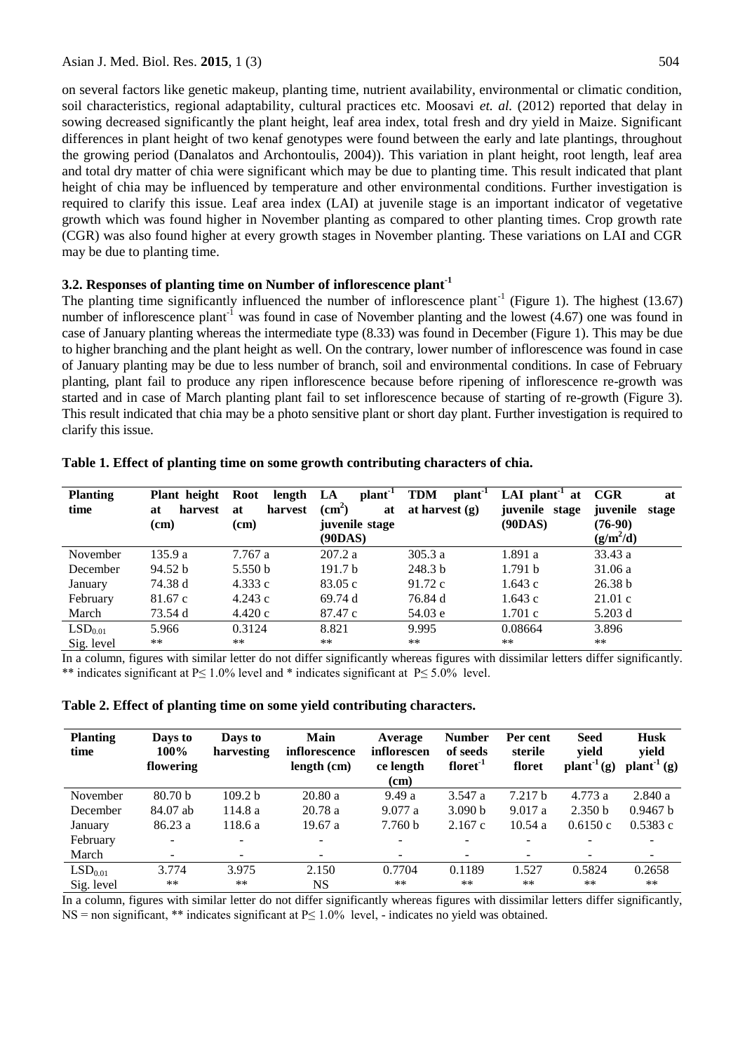on several factors like genetic makeup, planting time, nutrient availability, environmental or climatic condition, soil characteristics, regional adaptability, cultural practices etc. Moosavi *et. al.* (2012) reported that delay in sowing decreased significantly the plant height, leaf area index, total fresh and dry yield in Maize. Significant differences in plant height of two kenaf genotypes were found between the early and late plantings, throughout the growing period (Danalatos and Archontoulis, 2004)). This variation in plant height, root length, leaf area and total dry matter of chia were significant which may be due to planting time. This result indicated that plant height of chia may be influenced by temperature and other environmental conditions. Further investigation is required to clarify this issue. Leaf area index (LAI) at juvenile stage is an important indicator of vegetative growth which was found higher in November planting as compared to other planting times. Crop growth rate (CGR) was also found higher at every growth stages in November planting. These variations on LAI and CGR may be due to planting time.

### 3.2. Responses of planting time on Number of inflorescence plant$^{-1}$

The planting time significantly influenced the number of inflorescence plant$^{-1}$ (Figure 1). The highest (13.67) number of inflorescence plant$^{-1}$ was found in case of November planting and the lowest (4.67) one was found in case of January planting whereas the intermediate type (8.33) was found in December (Figure 1). This may be due to higher branching and the plant height as well. On the contrary, lower number of inflorescence was found in case of January planting may be due to less number of branch, soil and environmental conditions. In case of February planting, plant fail to produce any ripen inflorescence because before ripening of inflorescence re-growth was started and in case of March planting plant fail to set inflorescence because of starting of re-growth (Figure 3). This result indicated that chia may be a photo sensitive plant or short day plant. Further investigation is required to clarify this issue.

**Table 1. Effect of planting time on some growth contributing characters of chia.**

| Planting time | Plant height at harvest (cm) | Root length at harvest (cm) | LA plant$^{-1}$ ($cm^2$) at juvenile stage (90DAS) | TDM plant$^{-1}$ at harvest (g) | LAI plant$^{-1}$ at juvenile stage (90DAS) | CGR at juvenile stage (76-90) ($g/m^2/d$) |
|---|---|---|---|---|---|---|
| November | 135.9 a | 7.767 a | 207.2 a | 305.3 a | 1.891 a | 33.43 a |
| December | 94.52 b | 5.550 b | 191.7 b | 248.3 b | 1.791 b | 31.06 a |
| January | 74.38 d | 4.333 c | 83.05 c | 91.72 c | 1.643 c | 26.38 b |
| February | 81.67 c | 4.243 c | 69.74 d | 76.84 d | 1.643 c | 21.01 c |
| March | 73.54 d | 4.420 c | 87.47 c | 54.03 e | 1.701 c | 5.203 d |
| $LSD_{0.01}$ | 5.966 | 0.3124 | 8.821 | 9.995 | 0.08664 | 3.896 |
| Sig. level | ** | ** | ** | ** | ** | ** |

In a column, figures with similar letter do not differ significantly whereas figures with dissimilar letters differ significantly. ** indicates significant at $P \leq 1.0\%$ level and * indicates significant at $P \leq 5.0\%$ level.

**Table 2. Effect of planting time on some yield contributing characters.**

| Planting time | Days to 100% flowering | Days to harvesting | Main inflorescence length (cm) | Average inflorescence length (cm) | Number of seeds floret$^{-1}$ | Per cent sterile floret | Seed yield plant$^{-1}$ (g) | Husk yield plant$^{-1}$ (g) |
|---|---|---|---|---|---|---|---|---|
| November | 80.70 b | 109.2 b | 20.80 a | 9.49 a | 3.547 a | 7.217 b | 4.773 a | 2.840 a |
| December | 84.07 ab | 114.8 a | 20.78 a | 9.077 a | 3.090 b | 9.017 a | 2.350 b | 0.9467 b |
| January | 86.23 a | 118.6 a | 19.67 a | 7.760 b | 2.167 c | 10.54 a | 0.6150 c | 0.5383 c |
| February | - | - | - | - | - | - | - | - |
| March | - | - | - | - | - | - | - | - |
| $LSD_{0.01}$ | 3.774 | 3.975 | 2.150 | 0.7704 | 0.1189 | 1.527 | 0.5824 | 0.2658 |
| Sig. level | ** | ** | NS | ** | ** | ** | ** | ** |

In a column, figures with similar letter do not differ significantly whereas figures with dissimilar letters differ significantly, NS = non significant, ** indicates significant at $P \leq 1.0\%$ level, - indicates no yield was obtained.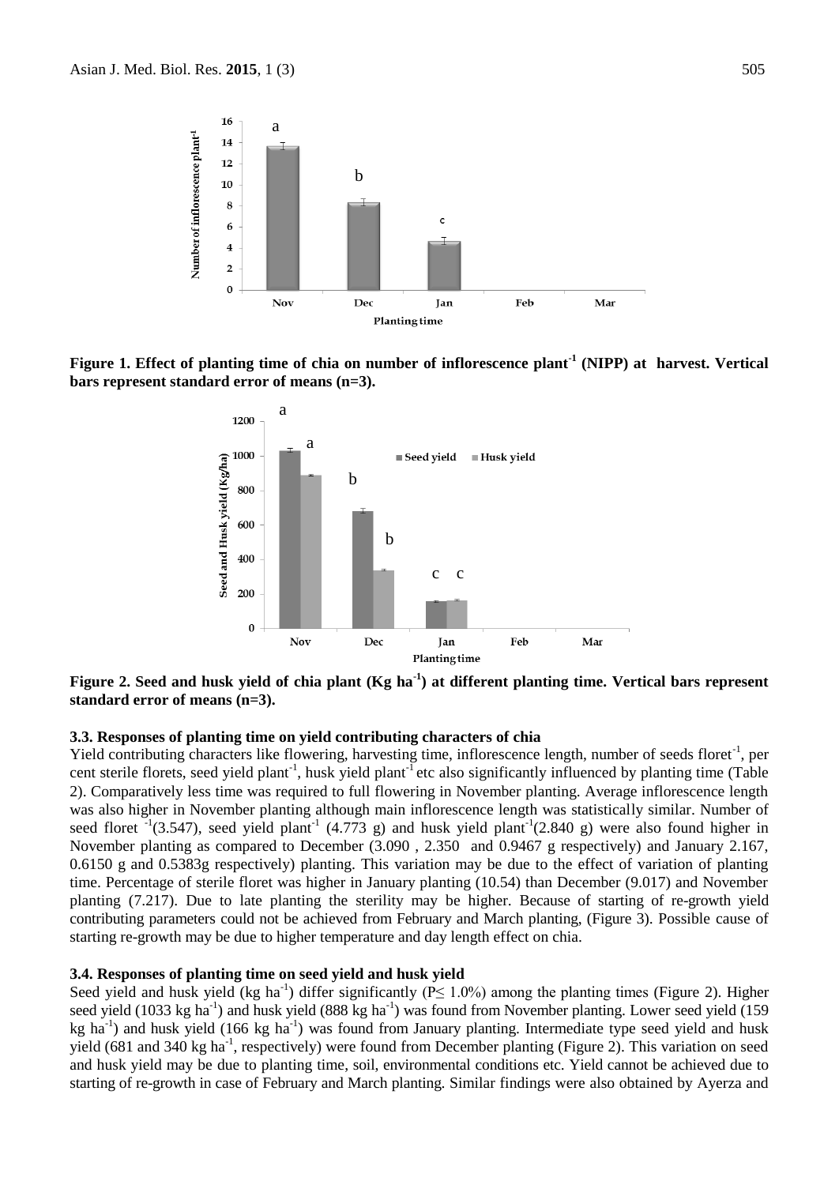**Figure 1. Effect of planting time of chia on number of inflorescence plant$^{-1}$ (NIPP) at harvest. Vertical bars represent standard error of means (n=3).**

**Figure 2. Seed and husk yield of chia plant (Kg ha$^{-1}$) at different planting time. Vertical bars represent standard error of means (n=3).**

### 3.3. Responses of planting time on yield contributing characters of chia

Yield contributing characters like flowering, harvesting time, inflorescence length, number of seeds floret$^{-1}$, per cent sterile florets, seed yield plant$^{-1}$, husk yield plant$^{-1}$ etc also significantly influenced by planting time (Table 2). Comparatively less time was required to full flowering in November planting. Average inflorescence length was also higher in November planting although main inflorescence length was statistically similar. Number of seed floret $^{-1}$(3.547), seed yield plant$^{-1}$ (4.773 g) and husk yield plant$^{-1}$(2.840 g) were also found higher in November planting as compared to December (3.090 , 2.350 and 0.9467 g respectively) and January 2.167, 0.6150 g and 0.5383g respectively) planting. This variation may be due to the effect of variation of planting time. Percentage of sterile floret was higher in January planting (10.54) than December (9.017) and November planting (7.217). Due to late planting the sterility may be higher. Because of starting of re-growth yield contributing parameters could not be achieved from February and March planting, (Figure 3). Possible cause of starting re-growth may be due to higher temperature and day length effect on chia.

### 3.4. Responses of planting time on seed yield and husk yield

Seed yield and husk yield (kg ha$^{-1}$) differ significantly ($P \leq 1.0\%$) among the planting times (Figure 2). Higher seed yield (1033 kg ha$^{-1}$) and husk yield (888 kg ha$^{-1}$) was found from November planting. Lower seed yield (159 kg ha$^{-1}$) and husk yield (166 kg ha$^{-1}$) was found from January planting. Intermediate type seed yield and husk yield (681 and 340 kg ha$^{-1}$, respectively) were found from December planting (Figure 2). This variation on seed and husk yield may be due to planting time, soil, environmental conditions etc. Yield cannot be achieved due to starting of re-growth in case of February and March planting. Similar findings were also obtained by Ayerza and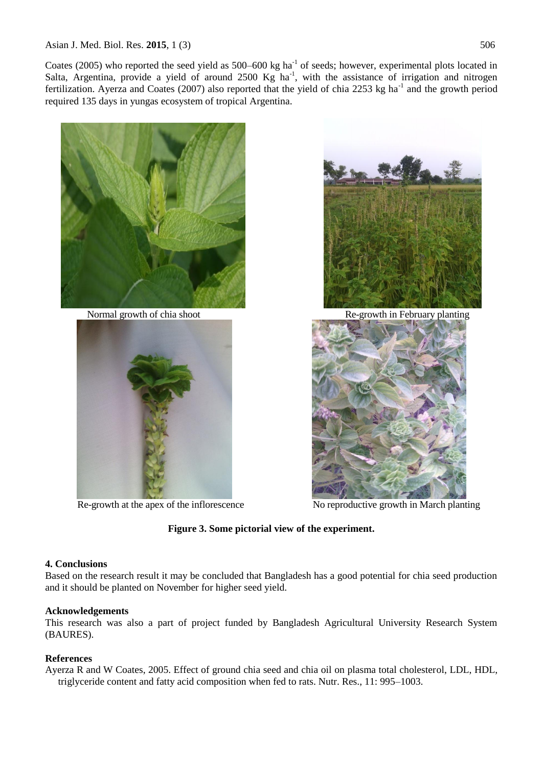Coates (2005) who reported the seed yield as 500–600 kg ha$^{-1}$ of seeds; however, experimental plots located in Salta, Argentina, provide a yield of around 2500 Kg ha$^{-1}$, with the assistance of irrigation and nitrogen fertilization. Ayerza and Coates (2007) also reported that the yield of chia 2253 kg ha$^{-1}$ and the growth period required 135 days in yungas ecosystem of tropical Argentina.

Normal growth of chia shoot

Re-growth in February planting

Re-growth at the apex of the inflorescence

No reproductive growth in March planting

**Figure 3. Some pictorial view of the experiment.**

## 4. Conclusions

Based on the research result it may be concluded that Bangladesh has a good potential for chia seed production and it should be planted on November for higher seed yield.

## Acknowledgements

This research was also a part of project funded by Bangladesh Agricultural University Research System (BAURES).

## References

Ayerza R and W Coates, 2005. Effect of ground chia seed and chia oil on plasma total cholesterol, LDL, HDL, triglyceride content and fatty acid composition when fed to rats. Nutr. Res., 11: 995–1003.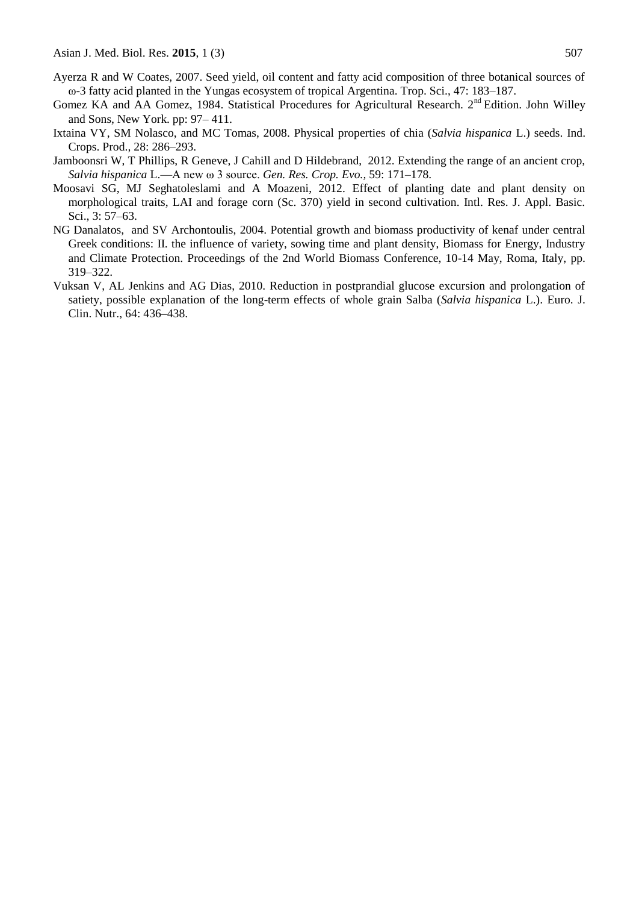Ayerza R and W Coates, 2007. Seed yield, oil content and fatty acid composition of three botanical sources of ω-3 fatty acid planted in the Yungas ecosystem of tropical Argentina. Trop. Sci., 47: 183–187.

Gomez KA and AA Gomez, 1984. Statistical Procedures for Agricultural Research. 2nd Edition. John Willey and Sons, New York. pp: 97– 411.

Ixtaina VY, SM Nolasco, and MC Tomas, 2008. Physical properties of chia (*Salvia hispanica* L.) seeds. Ind. Crops. Prod., 28: 286–293.

Jamboonsri W, T Phillips, R Geneve, J Cahill and D Hildebrand, 2012. Extending the range of an ancient crop, *Salvia hispanica* L.—A new ω 3 source. *Gen. Res. Crop. Evo.,* 59: 171–178.

Moosavi SG, MJ Seghatoleslami and A Moazeni, 2012. Effect of planting date and plant density on morphological traits, LAI and forage corn (Sc. 370) yield in second cultivation. Intl. Res. J. Appl. Basic. Sci., 3: 57–63.

NG Danalatos, and SV Archontoulis, 2004. Potential growth and biomass productivity of kenaf under central Greek conditions: II. the influence of variety, sowing time and plant density, Biomass for Energy, Industry and Climate Protection. Proceedings of the 2nd World Biomass Conference, 10-14 May, Roma, Italy, pp. 319–322.

Vuksan V, AL Jenkins and AG Dias, 2010. Reduction in postprandial glucose excursion and prolongation of satiety, possible explanation of the long-term effects of whole grain Salba (*Salvia hispanica* L.). Euro. J. Clin. Nutr., 64: 436–438.